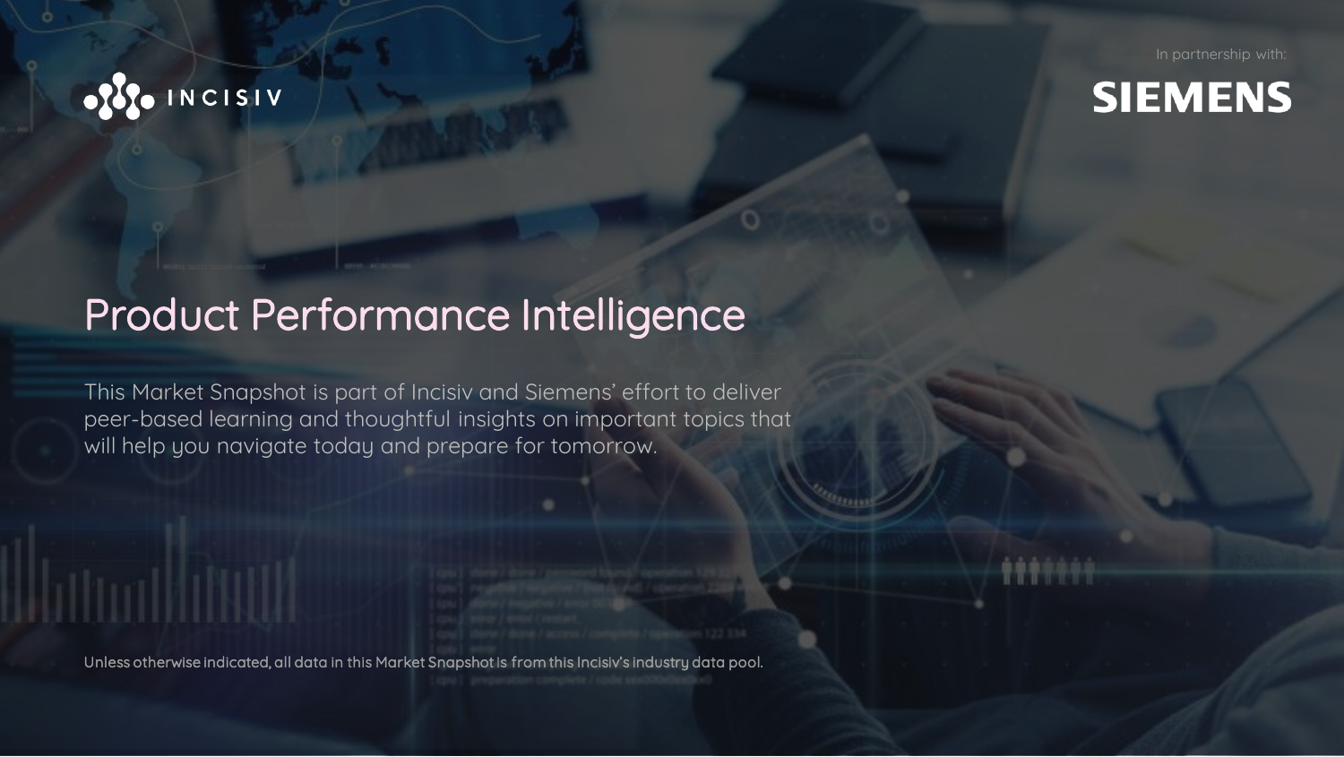INCISIV

In partnership with:

SIEMENS

# Product Performance Intelligence

This Market Snapshot is part of Incisiv and Siemens' effort to deliver peer-based learning and thoughtful insights on important topics that will help you navigate today and prepare for tomorrow.

Unless otherwise indicated, all data in this Market Snapshot is from this Incisiv's industry data pool.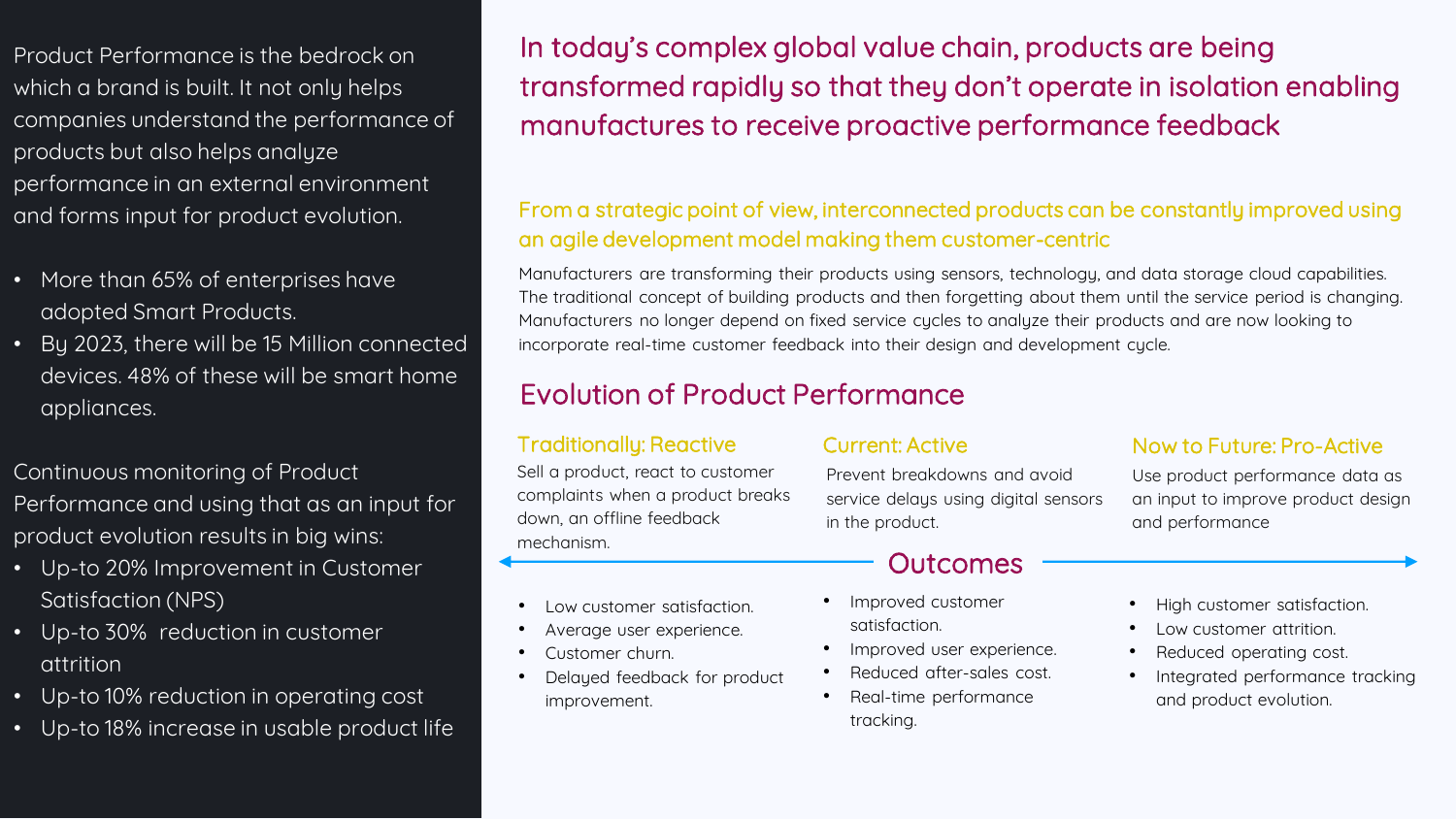Product Performance is the bedrock on which a brand is built. It not only helps companies understand the performance of products but also helps analyze performance in an external environment and forms input for product evolution.

- More than 65% of enterprises have adopted Smart Products.
- By 2023, there will be 15 Million connected devices. 48% of these will be smart home appliances.

Continuous monitoring of Product Performance and using that as an input for product evolution results in big wins:

- Up-to 20% Improvement in Customer Satisfaction (NPS)
- Up-to 30% reduction in customer attrition
- Up-to 10% reduction in operating cost
- Up-to 18% increase in usable product life

# In today's complex global value chain, products are being transformed rapidly so that they don't operate in isolation enabling manufactures to receive proactive performance feedback

### From a strategic point of view, interconnected products can be constantly improved using an agile development model making them customer-centric

Manufacturers are transforming their products using sensors, technology, and data storage cloud capabilities. The traditional concept of building products and then forgetting about them until the service period is changing. Manufacturers no longer depend on fixed service cycles to analyze their products and are now looking to incorporate real-time customer feedback into their design and development cycle.

## Evolution of Product Performance

### Traditionally: Reactive

Sell a product, react to customer complaints when a product breaks down, an offline feedback mechanism.

### Current: Active

Prevent breakdowns and avoid service delays using digital sensors in the product.

### Now to Future: Pro-Active

Use product performance data as an input to improve product design and performance

## Outcomes

**Traditionally: Reactive**

- Low customer satisfaction.
- Average user experience.
- Customer churn.
- Delayed feedback for product improvement.

**Current: Active**

- Improved customer satisfaction.
- Improved user experience.
- Reduced after-sales cost.
- Real-time performance tracking.

**Now to Future: Pro-Active**

- High customer satisfaction.
- Low customer attrition.
- Reduced operating cost.
- Integrated performance tracking and product evolution.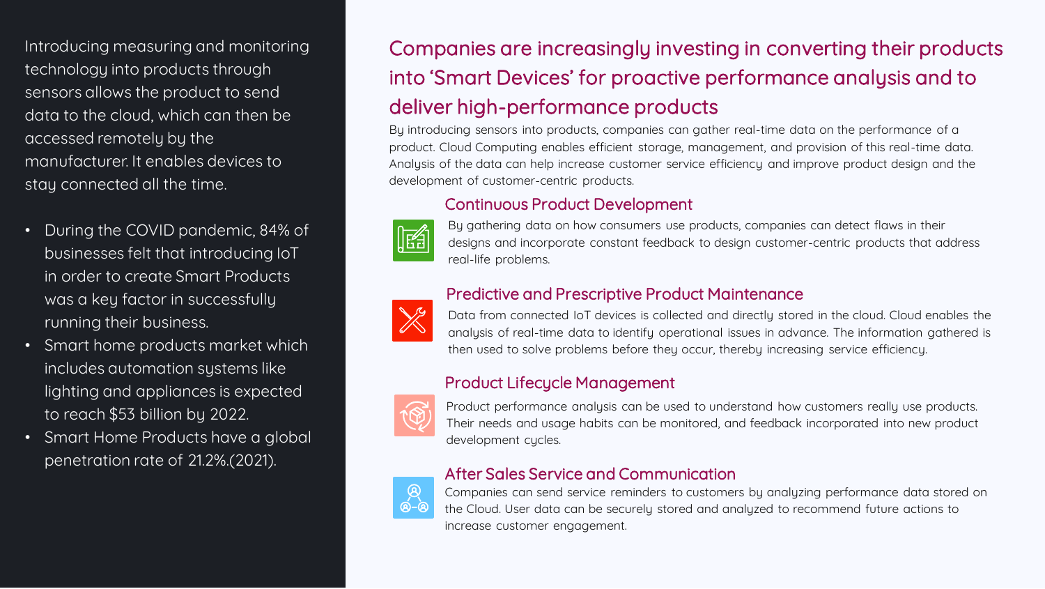Introducing measuring and monitoring technology into products through sensors allows the product to send data to the cloud, which can then be accessed remotely by the manufacturer. It enables devices to stay connected all the time.

- During the COVID pandemic, 84% of businesses felt that introducing IoT in order to create Smart Products was a key factor in successfully running their business.
- Smart home products market which includes automation systems like lighting and appliances is expected to reach $53 billion by 2022.
- Smart Home Products have a global penetration rate of 21.2%.(2021).

# Companies are increasingly investing in converting their products into 'Smart Devices' for proactive performance analysis and to deliver high-performance products

By introducing sensors into products, companies can gather real-time data on the performance of a product. Cloud Computing enables efficient storage, management, and provision of this real-time data. Analysis of the data can help increase customer service efficiency and improve product design and the development of customer-centric products.

## Continuous Product Development

By gathering data on how consumers use products, companies can detect flaws in their designs and incorporate constant feedback to design customer-centric products that address real-life problems.

## Predictive and Prescriptive Product Maintenance

Data from connected IoT devices is collected and directly stored in the cloud. Cloud enables the analysis of real-time data to identify operational issues in advance. The information gathered is then used to solve problems before they occur, thereby increasing service efficiency.

## Product Lifecycle Management

Product performance analysis can be used to understand how customers really use products. Their needs and usage habits can be monitored, and feedback incorporated into new product development cycles.

## After Sales Service and Communication

Companies can send service reminders to customers by analyzing performance data stored on the Cloud. User data can be securely stored and analyzed to recommend future actions to increase customer engagement.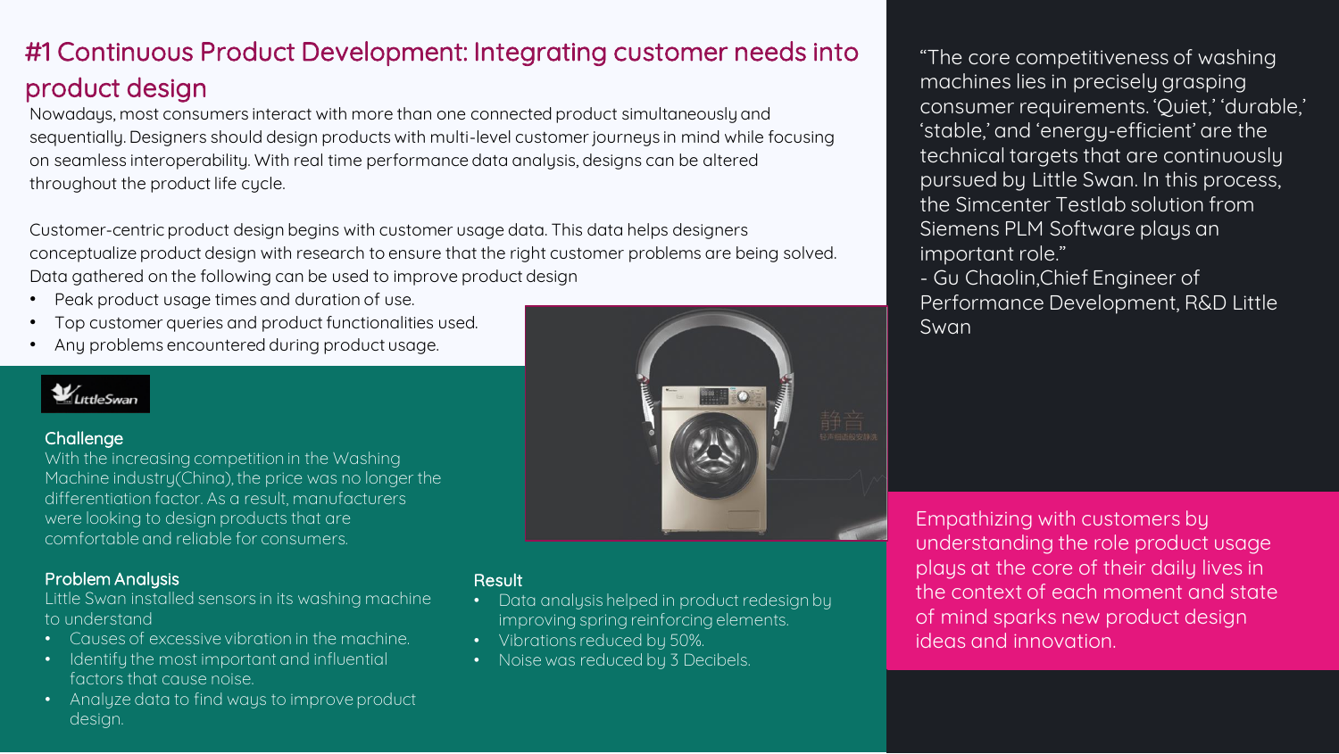# #1 Continuous Product Development: Integrating customer needs into product design

Nowadays, most consumers interact with more than one connected product simultaneously and sequentially. Designers should design products with multi-level customer journeys in mind while focusing on seamless interoperability. With real time performance data analysis, designs can be altered throughout the product life cycle.

Customer-centric product design begins with customer usage data. This data helps designers conceptualize product design with research to ensure that the right customer problems are being solved. Data gathered on the following can be used to improve product design

- Peak product usage times and duration of use.
- Top customer queries and product functionalities used.
- Any problems encountered during product usage.

LittleSwan

### Challenge

With the increasing competition in the Washing Machine industry(China), the price was no longer the differentiation factor. As a result, manufacturers were looking to design products that are comfortable and reliable for consumers.

### Problem Analysis

Little Swan installed sensors in its washing machine to understand

- Causes of excessive vibration in the machine.
- Identify the most important and influential factors that cause noise.
- Analyze data to find ways to improve product design.

### Result

- Data analysis helped in product redesign by improving spring reinforcing elements.
- Vibrations reduced by 50%.
- Noise was reduced by 3 Decibels.

"The core competitiveness of washing machines lies in precisely grasping consumer requirements. 'Quiet,' 'durable,' 'stable,' and 'energy-efficient' are the technical targets that are continuously pursued by Little Swan. In this process, the Simcenter Testlab solution from Siemens PLM Software plays an important role."
- Gu Chaolin,Chief Engineer of Performance Development, R&D Little Swan

Empathizing with customers by understanding the role product usage plays at the core of their daily lives in the context of each moment and state of mind sparks new product design ideas and innovation.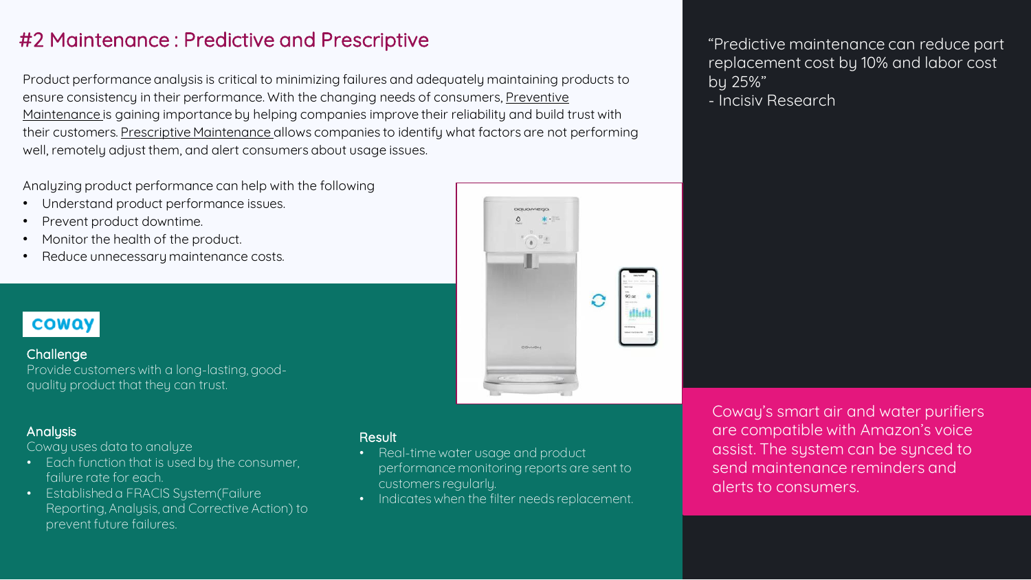# #2 Maintenance : Predictive and Prescriptive

Product performance analysis is critical to minimizing failures and adequately maintaining products to ensure consistency in their performance. With the changing needs of consumers, Preventive Maintenance is gaining importance by helping companies improve their reliability and build trust with their customers. Prescriptive Maintenance allows companies to identify what factors are not performing well, remotely adjust them, and alert consumers about usage issues.

Analyzing product performance can help with the following

- Understand product performance issues.
- Prevent product downtime.
- Monitor the health of the product.
- Reduce unnecessary maintenance costs.

"Predictive maintenance can reduce part replacement cost by 10% and labor cost by 25%"
- Incisiv Research

**coway**

### Challenge

Provide customers with a long-lasting, good-quality product that they can trust.

### Analysis

Coway uses data to analyze

- Each function that is used by the consumer, failure rate for each.
- Established a FRACIS System(Failure Reporting, Analysis, and Corrective Action) to prevent future failures.

### Result

- Real-time water usage and product performance monitoring reports are sent to customers regularly.
- Indicates when the filter needs replacement.

Coway's smart air and water purifiers are compatible with Amazon's voice assist. The system can be synced to send maintenance reminders and alerts to consumers.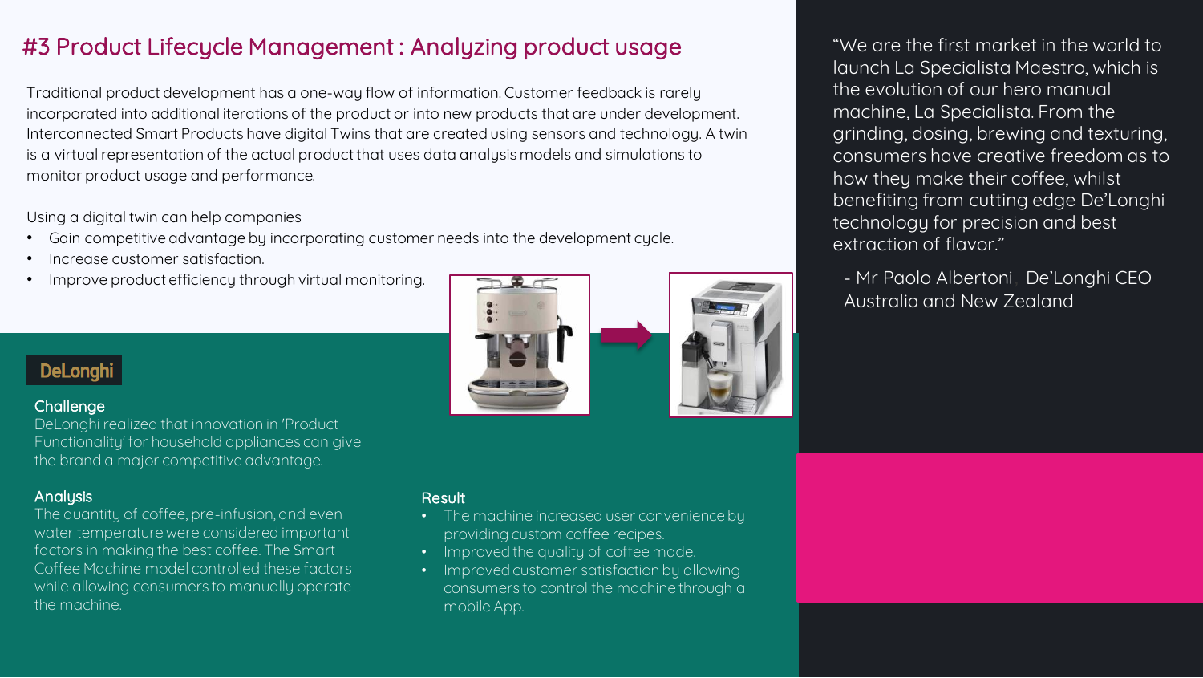# #3 Product Lifecycle Management : Analyzing product usage

Traditional product development has a one-way flow of information. Customer feedback is rarely incorporated into additional iterations of the product or into new products that are under development. Interconnected Smart Products have digital Twins that are created using sensors and technology. A twin is a virtual representation of the actual product that uses data analysis models and simulations to monitor product usage and performance.

Using a digital twin can help companies

- Gain competitive advantage by incorporating customer needs into the development cycle.
- Increase customer satisfaction.
- Improve product efficiency through virtual monitoring.

DeLonghi

**Challenge**

DeLonghi realized that innovation in 'Product Functionality' for household appliances can give the brand a major competitive advantage.

**Analysis**

The quantity of coffee, pre-infusion, and even water temperature were considered important factors in making the best coffee. The Smart Coffee Machine model controlled these factors while allowing consumers to manually operate the machine.

**Result**

- The machine increased user convenience by providing custom coffee recipes.
- Improved the quality of coffee made.
- Improved customer satisfaction by allowing consumers to control the machine through a mobile App.

"We are the first market in the world to launch La Specialista Maestro, which is the evolution of our hero manual machine, La Specialista. From the grinding, dosing, brewing and texturing, consumers have creative freedom as to how they make their coffee, whilst benefiting from cutting edge De'Longhi technology for precision and best extraction of flavor."

- Mr Paolo Albertoni, De'Longhi CEO Australia and New Zealand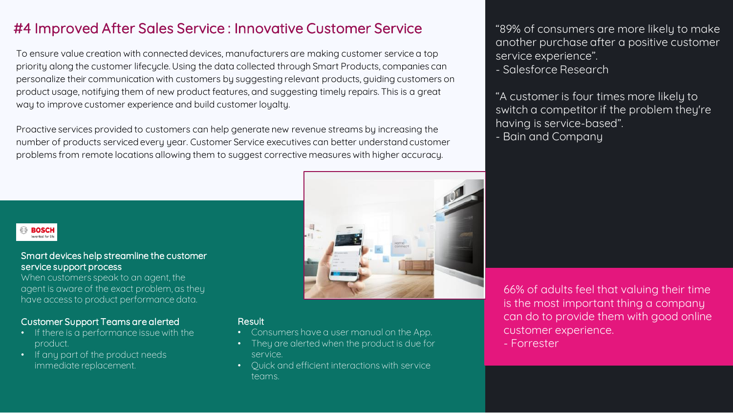# #4 Improved After Sales Service : Innovative Customer Service

To ensure value creation with connected devices, manufacturers are making customer service a top priority along the customer lifecycle. Using the data collected through Smart Products, companies can personalize their communication with customers by suggesting relevant products, guiding customers on product usage, notifying them of new product features, and suggesting timely repairs. This is a great way to improve customer experience and build customer loyalty.

Proactive services provided to customers can help generate new revenue streams by increasing the number of products serviced every year. Customer Service executives can better understand customer problems from remote locations allowing them to suggest corrective measures with higher accuracy.

"89% of consumers are more likely to make another purchase after a positive customer service experience".
- Salesforce Research

"A customer is four times more likely to switch a competitor if the problem they're having is service-based".
- Bain and Company

BOSCH
Invented for life

### Smart devices help streamline the customer service support process

When customers speak to an agent, the agent is aware of the exact problem, as they have access to product performance data.

### Customer Support Teams are alerted

- If there is a performance issue with the product.
- If any part of the product needs immediate replacement.

### Result

- Consumers have a user manual on the App.
- They are alerted when the product is due for service.
- Quick and efficient interactions with service teams.

66% of adults feel that valuing their time is the most important thing a company can do to provide them with good online customer experience.
- Forrester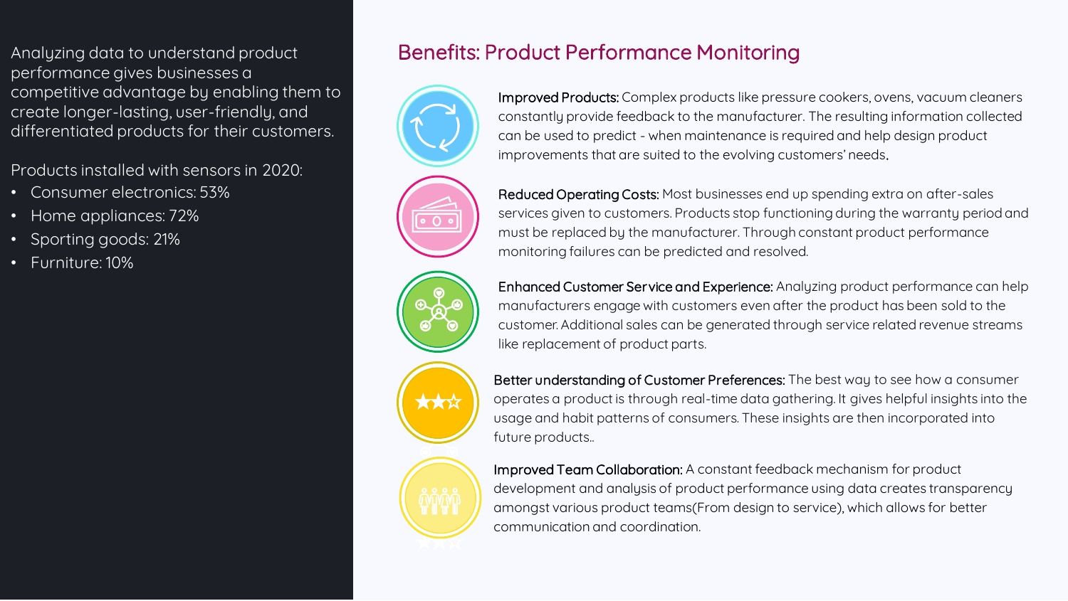Analyzing data to understand product performance gives businesses a competitive advantage by enabling them to create longer-lasting, user-friendly, and differentiated products for their customers.

Products installed with sensors in 2020:

- Consumer electronics: 53%
- Home appliances: 72%
- Sporting goods: 21%
- Furniture: 10%

## Benefits: Product Performance Monitoring

**Improved Products:** Complex products like pressure cookers, ovens, vacuum cleaners constantly provide feedback to the manufacturer. The resulting information collected can be used to predict - when maintenance is required and help design product improvements that are suited to the evolving customers' needs.

**Reduced Operating Costs:** Most businesses end up spending extra on after-sales services given to customers. Products stop functioning during the warranty period and must be replaced by the manufacturer. Through constant product performance monitoring failures can be predicted and resolved.

**Enhanced Customer Service and Experience:** Analyzing product performance can help manufacturers engage with customers even after the product has been sold to the customer. Additional sales can be generated through service related revenue streams like replacement of product parts.

**Better understanding of Customer Preferences:** The best way to see how a consumer operates a product is through real-time data gathering. It gives helpful insights into the usage and habit patterns of consumers. These insights are then incorporated into future products..

**Improved Team Collaboration:** A constant feedback mechanism for product development and analysis of product performance using data creates transparency amongst various product teams(From design to service), which allows for better communication and coordination.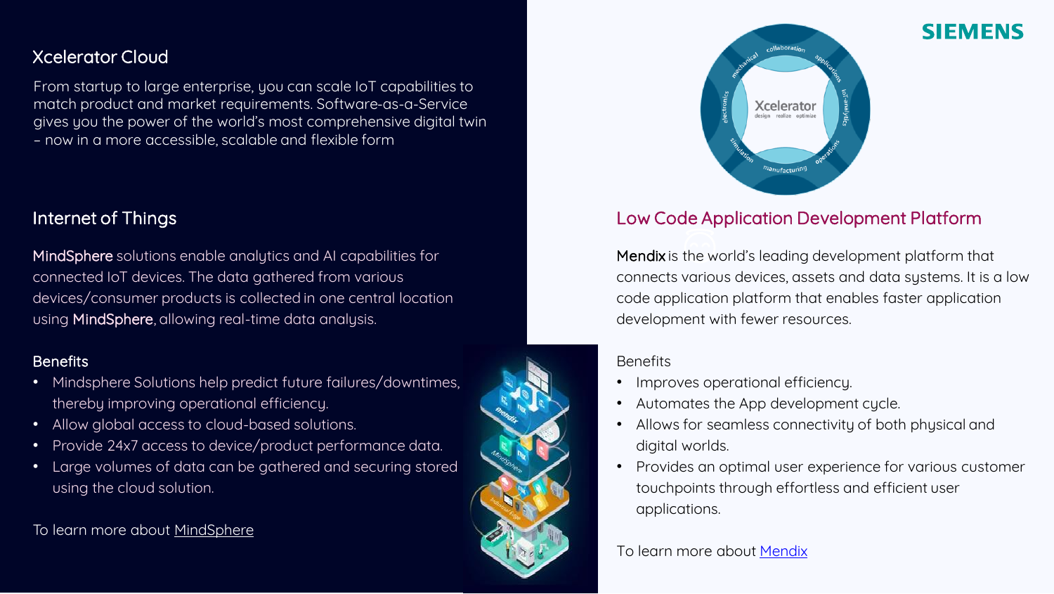## Xcelerator Cloud

From startup to large enterprise, you can scale IoT capabilities to match product and market requirements. Software-as-a-Service gives you the power of the world's most comprehensive digital twin – now in a more accessible, scalable and flexible form

## Internet of Things

**MindSphere** solutions enable analytics and AI capabilities for connected IoT devices. The data gathered from various devices/consumer products is collected in one central location using **MindSphere**, allowing real-time data analysis.

### Benefits

- Mindsphere Solutions help predict future failures/downtimes, thereby improving operational efficiency.
- Allow global access to cloud-based solutions.
- Provide 24x7 access to device/product performance data.
- Large volumes of data can be gathered and securing stored using the cloud solution.

To learn more about MindSphere

## Low Code Application Development Platform

**Mendix** is the world's leading development platform that connects various devices, assets and data systems. It is a low code application platform that enables faster application development with fewer resources.

### Benefits

- Improves operational efficiency.
- Automates the App development cycle.
- Allows for seamless connectivity of both physical and digital worlds.
- Provides an optimal user experience for various customer touchpoints through effortless and efficient user applications.

To learn more about Mendix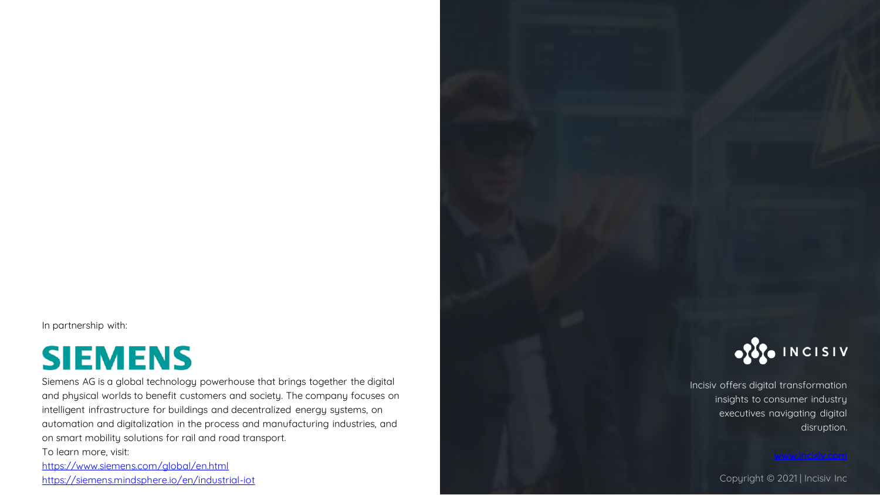In partnership with:

SIEMENS

Siemens AG is a global technology powerhouse that brings together the digital and physical worlds to benefit customers and society. The company focuses on intelligent infrastructure for buildings and decentralized energy systems, on automation and digitalization in the process and manufacturing industries, and on smart mobility solutions for rail and road transport.

To learn more, visit:

https://www.siemens.com/global/en.html

https://siemens.mindsphere.io/en/industrial-iot

INCISIV

Incisiv offers digital transformation insights to consumer industry executives navigating digital disruption.

www.incisiv.com

Copyright © 2021 | Incisiv Inc